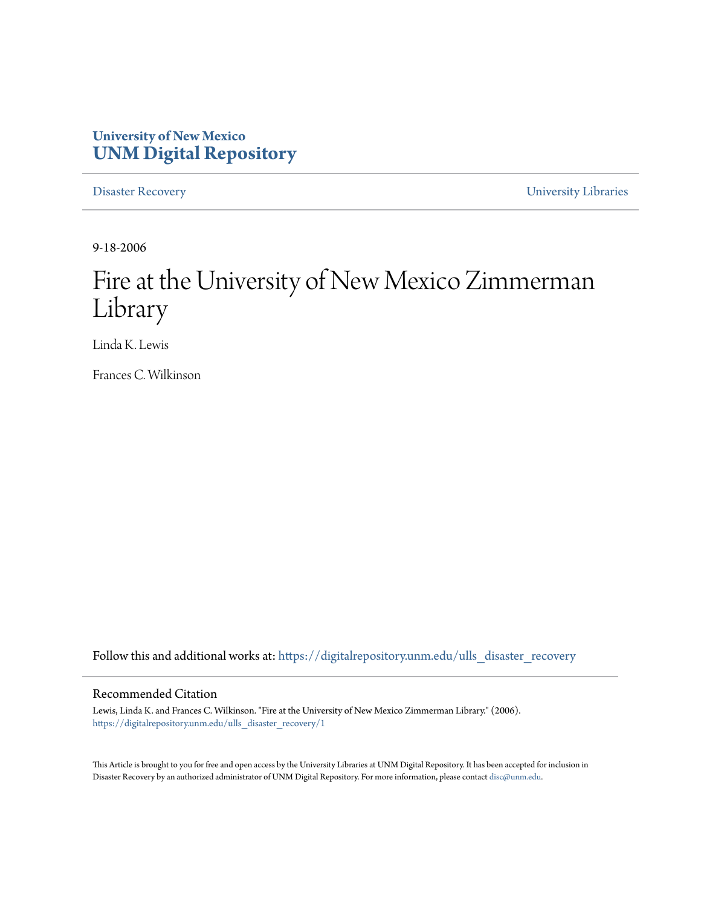University of New Mexico
**UNM Digital Repository**

Disaster Recovery | University Libraries

9-18-2006

# Fire at the University of New Mexico Zimmerman Library

Linda K. Lewis

Frances C. Wilkinson

Follow this and additional works at: https://digitalrepository.unm.edu/ulls_disaster_recovery

## Recommended Citation

Lewis, Linda K. and Frances C. Wilkinson. "Fire at the University of New Mexico Zimmerman Library." (2006). https://digitalrepository.unm.edu/ulls_disaster_recovery/1

This Article is brought to you for free and open access by the University Libraries at UNM Digital Repository. It has been accepted for inclusion in Disaster Recovery by an authorized administrator of UNM Digital Repository. For more information, please contact disc@unm.edu.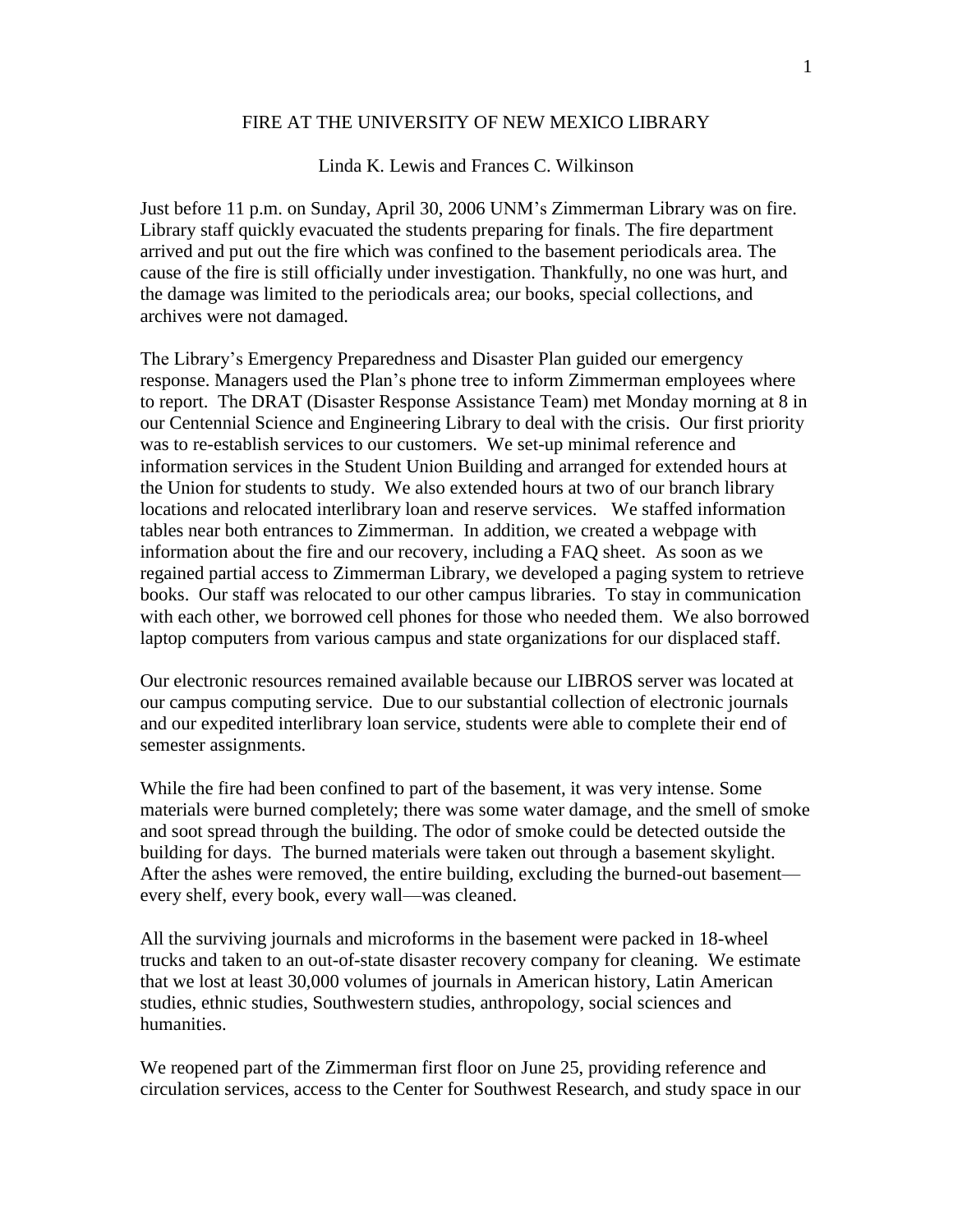# FIRE AT THE UNIVERSITY OF NEW MEXICO LIBRARY

Linda K. Lewis and Frances C. Wilkinson

Just before 11 p.m. on Sunday, April 30, 2006 UNM's Zimmerman Library was on fire. Library staff quickly evacuated the students preparing for finals. The fire department arrived and put out the fire which was confined to the basement periodicals area. The cause of the fire is still officially under investigation. Thankfully, no one was hurt, and the damage was limited to the periodicals area; our books, special collections, and archives were not damaged.

The Library's Emergency Preparedness and Disaster Plan guided our emergency response. Managers used the Plan's phone tree to inform Zimmerman employees where to report. The DRAT (Disaster Response Assistance Team) met Monday morning at 8 in our Centennial Science and Engineering Library to deal with the crisis. Our first priority was to re-establish services to our customers. We set-up minimal reference and information services in the Student Union Building and arranged for extended hours at the Union for students to study. We also extended hours at two of our branch library locations and relocated interlibrary loan and reserve services. We staffed information tables near both entrances to Zimmerman. In addition, we created a webpage with information about the fire and our recovery, including a FAQ sheet. As soon as we regained partial access to Zimmerman Library, we developed a paging system to retrieve books. Our staff was relocated to our other campus libraries. To stay in communication with each other, we borrowed cell phones for those who needed them. We also borrowed laptop computers from various campus and state organizations for our displaced staff.

Our electronic resources remained available because our LIBROS server was located at our campus computing service. Due to our substantial collection of electronic journals and our expedited interlibrary loan service, students were able to complete their end of semester assignments.

While the fire had been confined to part of the basement, it was very intense. Some materials were burned completely; there was some water damage, and the smell of smoke and soot spread through the building. The odor of smoke could be detected outside the building for days. The burned materials were taken out through a basement skylight. After the ashes were removed, the entire building, excluding the burned-out basement—every shelf, every book, every wall—was cleaned.

All the surviving journals and microforms in the basement were packed in 18-wheel trucks and taken to an out-of-state disaster recovery company for cleaning. We estimate that we lost at least 30,000 volumes of journals in American history, Latin American studies, ethnic studies, Southwestern studies, anthropology, social sciences and humanities.

We reopened part of the Zimmerman first floor on June 25, providing reference and circulation services, access to the Center for Southwest Research, and study space in our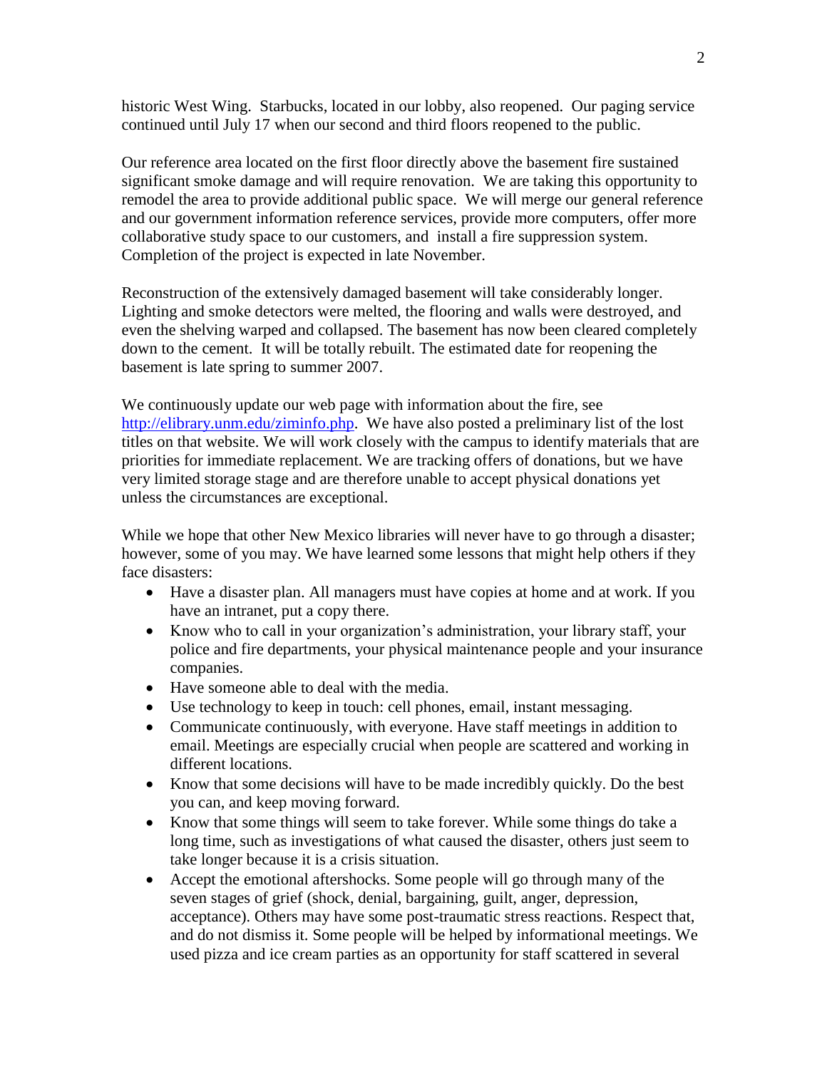historic West Wing. Starbucks, located in our lobby, also reopened. Our paging service continued until July 17 when our second and third floors reopened to the public.

Our reference area located on the first floor directly above the basement fire sustained significant smoke damage and will require renovation. We are taking this opportunity to remodel the area to provide additional public space. We will merge our general reference and our government information reference services, provide more computers, offer more collaborative study space to our customers, and install a fire suppression system. Completion of the project is expected in late November.

Reconstruction of the extensively damaged basement will take considerably longer. Lighting and smoke detectors were melted, the flooring and walls were destroyed, and even the shelving warped and collapsed. The basement has now been cleared completely down to the cement. It will be totally rebuilt. The estimated date for reopening the basement is late spring to summer 2007.

We continuously update our web page with information about the fire, see http://elibrary.unm.edu/ziminfo.php. We have also posted a preliminary list of the lost titles on that website. We will work closely with the campus to identify materials that are priorities for immediate replacement. We are tracking offers of donations, but we have very limited storage stage and are therefore unable to accept physical donations yet unless the circumstances are exceptional.

While we hope that other New Mexico libraries will never have to go through a disaster; however, some of you may. We have learned some lessons that might help others if they face disasters:

- Have a disaster plan. All managers must have copies at home and at work. If you have an intranet, put a copy there.
- Know who to call in your organization's administration, your library staff, your police and fire departments, your physical maintenance people and your insurance companies.
- Have someone able to deal with the media.
- Use technology to keep in touch: cell phones, email, instant messaging.
- Communicate continuously, with everyone. Have staff meetings in addition to email. Meetings are especially crucial when people are scattered and working in different locations.
- Know that some decisions will have to be made incredibly quickly. Do the best you can, and keep moving forward.
- Know that some things will seem to take forever. While some things do take a long time, such as investigations of what caused the disaster, others just seem to take longer because it is a crisis situation.
- Accept the emotional aftershocks. Some people will go through many of the seven stages of grief (shock, denial, bargaining, guilt, anger, depression, acceptance). Others may have some post-traumatic stress reactions. Respect that, and do not dismiss it. Some people will be helped by informational meetings. We used pizza and ice cream parties as an opportunity for staff scattered in several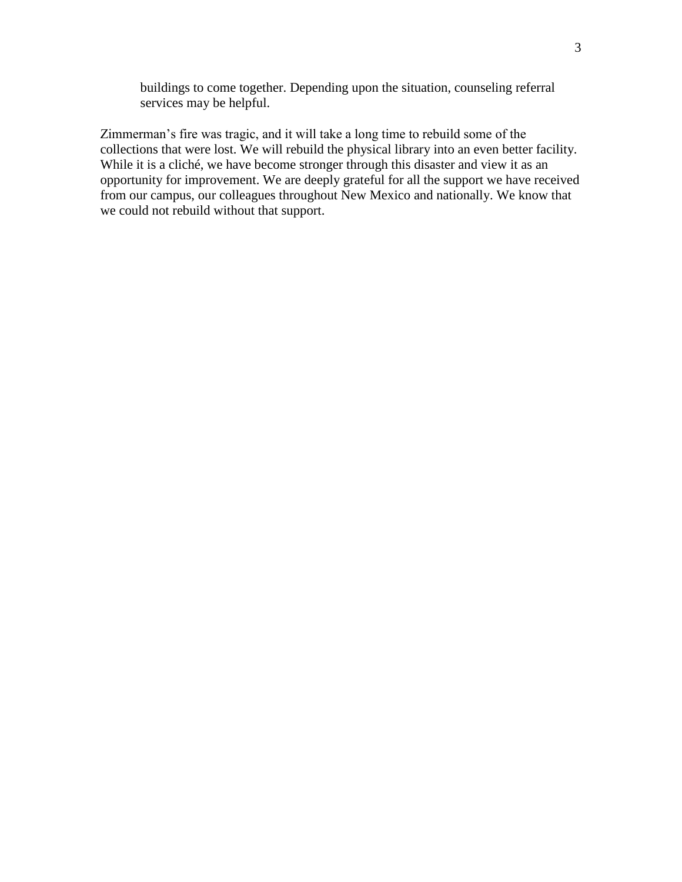buildings to come together. Depending upon the situation, counseling referral services may be helpful.

Zimmerman's fire was tragic, and it will take a long time to rebuild some of the collections that were lost. We will rebuild the physical library into an even better facility. While it is a cliché, we have become stronger through this disaster and view it as an opportunity for improvement. We are deeply grateful for all the support we have received from our campus, our colleagues throughout New Mexico and nationally. We know that we could not rebuild without that support.